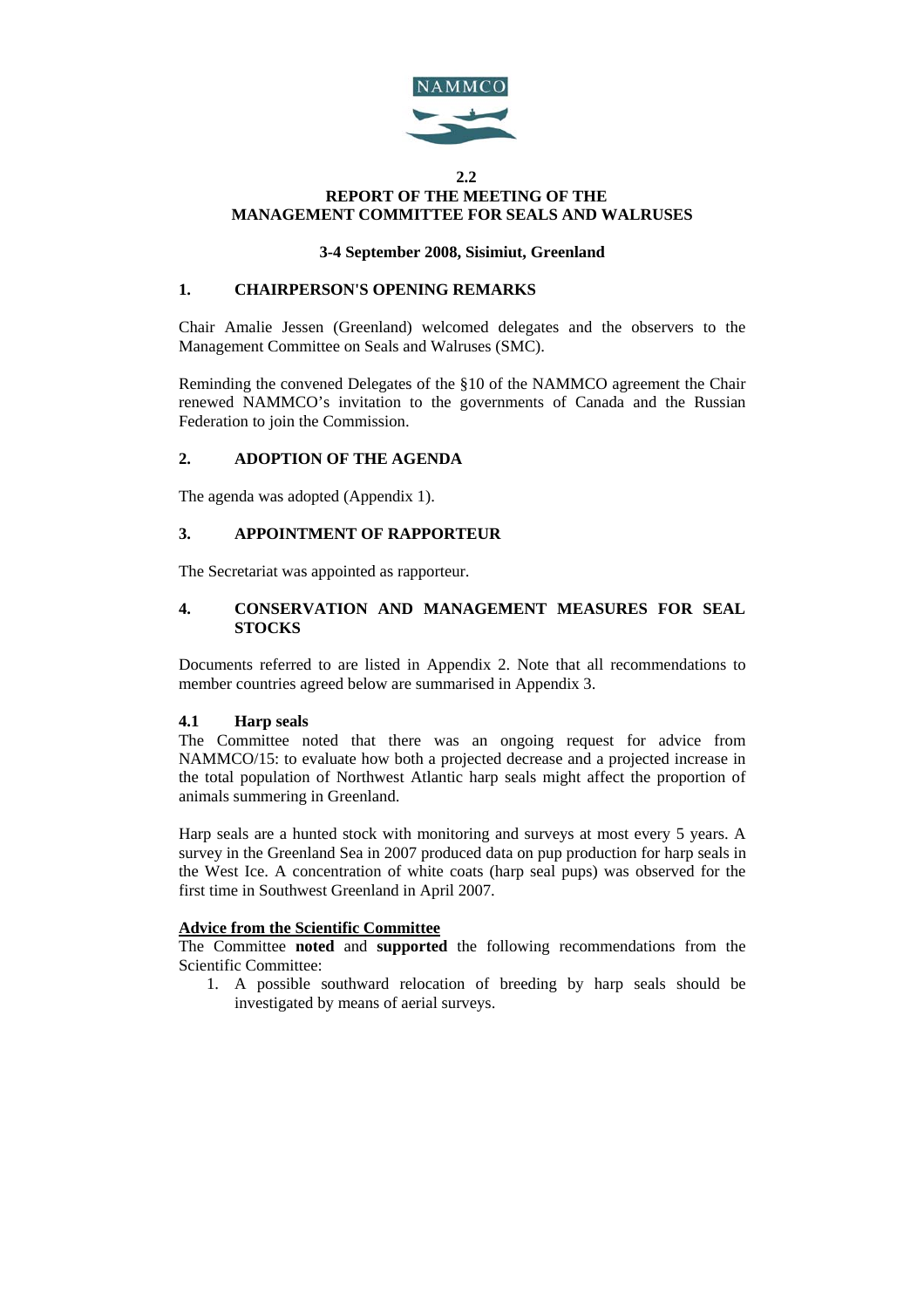NAMMCO

**2.2**

# REPORT OF THE MEETING OF THE MANAGEMENT COMMITTEE FOR SEALS AND WALRUSES

**3-4 September 2008, Sisimiut, Greenland**

## 1. CHAIRPERSON'S OPENING REMARKS

Chair Amalie Jessen (Greenland) welcomed delegates and the observers to the Management Committee on Seals and Walruses (SMC).

Reminding the convened Delegates of the §10 of the NAMMCO agreement the Chair renewed NAMMCO's invitation to the governments of Canada and the Russian Federation to join the Commission.

## 2. ADOPTION OF THE AGENDA

The agenda was adopted (Appendix 1).

## 3. APPOINTMENT OF RAPPORTEUR

The Secretariat was appointed as rapporteur.

## 4. CONSERVATION AND MANAGEMENT MEASURES FOR SEAL STOCKS

Documents referred to are listed in Appendix 2. Note that all recommendations to member countries agreed below are summarised in Appendix 3.

### 4.1 Harp seals

The Committee noted that there was an ongoing request for advice from NAMMCO/15: to evaluate how both a projected decrease and a projected increase in the total population of Northwest Atlantic harp seals might affect the proportion of animals summering in Greenland.

Harp seals are a hunted stock with monitoring and surveys at most every 5 years. A survey in the Greenland Sea in 2007 produced data on pup production for harp seals in the West Ice. A concentration of white coats (harp seal pups) was observed for the first time in Southwest Greenland in April 2007.

**Advice from the Scientific Committee**

The Committee **noted** and **supported** the following recommendations from the Scientific Committee:

1. A possible southward relocation of breeding by harp seals should be investigated by means of aerial surveys.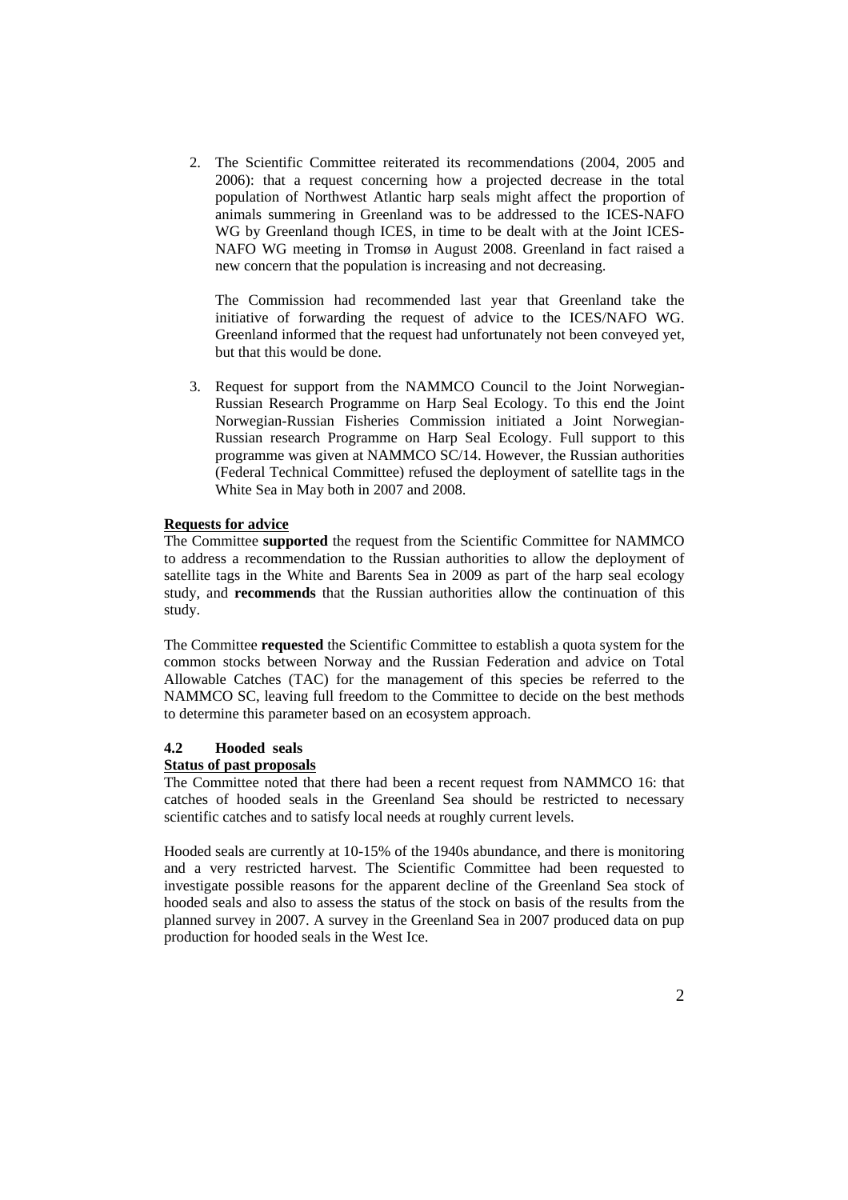2. The Scientific Committee reiterated its recommendations (2004, 2005 and 2006): that a request concerning how a projected decrease in the total population of Northwest Atlantic harp seals might affect the proportion of animals summering in Greenland was to be addressed to the ICES-NAFO WG by Greenland though ICES, in time to be dealt with at the Joint ICES-NAFO WG meeting in Tromsø in August 2008. Greenland in fact raised a new concern that the population is increasing and not decreasing.

   The Commission had recommended last year that Greenland take the initiative of forwarding the request of advice to the ICES/NAFO WG. Greenland informed that the request had unfortunately not been conveyed yet, but that this would be done.

3. Request for support from the NAMMCO Council to the Joint Norwegian-Russian Research Programme on Harp Seal Ecology. To this end the Joint Norwegian-Russian Fisheries Commission initiated a Joint Norwegian-Russian research Programme on Harp Seal Ecology. Full support to this programme was given at NAMMCO SC/14. However, the Russian authorities (Federal Technical Committee) refused the deployment of satellite tags in the White Sea in May both in 2007 and 2008.

**Requests for advice**

The Committee **supported** the request from the Scientific Committee for NAMMCO to address a recommendation to the Russian authorities to allow the deployment of satellite tags in the White and Barents Sea in 2009 as part of the harp seal ecology study, and **recommends** that the Russian authorities allow the continuation of this study.

The Committee **requested** the Scientific Committee to establish a quota system for the common stocks between Norway and the Russian Federation and advice on Total Allowable Catches (TAC) for the management of this species be referred to the NAMMCO SC, leaving full freedom to the Committee to decide on the best methods to determine this parameter based on an ecosystem approach.

### 4.2 Hooded seals

**Status of past proposals**

The Committee noted that there had been a recent request from NAMMCO 16: that catches of hooded seals in the Greenland Sea should be restricted to necessary scientific catches and to satisfy local needs at roughly current levels.

Hooded seals are currently at 10-15% of the 1940s abundance, and there is monitoring and a very restricted harvest. The Scientific Committee had been requested to investigate possible reasons for the apparent decline of the Greenland Sea stock of hooded seals and also to assess the status of the stock on basis of the results from the planned survey in 2007. A survey in the Greenland Sea in 2007 produced data on pup production for hooded seals in the West Ice.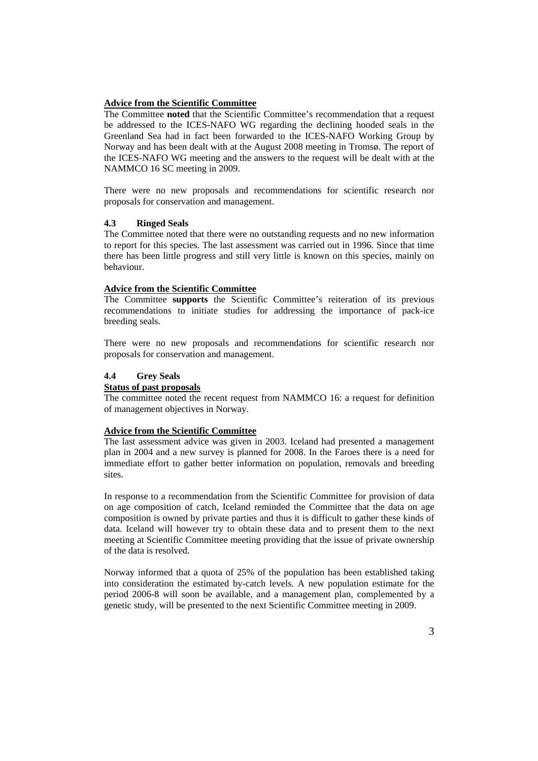**Advice from the Scientific Committee**

The Committee **noted** that the Scientific Committee's recommendation that a request be addressed to the ICES-NAFO WG regarding the declining hooded seals in the Greenland Sea had in fact been forwarded to the ICES-NAFO Working Group by Norway and has been dealt with at the August 2008 meeting in Tromsø. The report of the ICES-NAFO WG meeting and the answers to the request will be dealt with at the NAMMCO 16 SC meeting in 2009.

There were no new proposals and recommendations for scientific research nor proposals for conservation and management.

### 4.3 Ringed Seals

The Committee noted that there were no outstanding requests and no new information to report for this species. The last assessment was carried out in 1996. Since that time there has been little progress and still very little is known on this species, mainly on behaviour.

**Advice from the Scientific Committee**

The Committee **supports** the Scientific Committee's reiteration of its previous recommendations to initiate studies for addressing the importance of pack-ice breeding seals.

There were no new proposals and recommendations for scientific research nor proposals for conservation and management.

### 4.4 Grey Seals

**Status of past proposals**

The committee noted the recent request from NAMMCO 16: a request for definition of management objectives in Norway.

**Advice from the Scientific Committee**

The last assessment advice was given in 2003. Iceland had presented a management plan in 2004 and a new survey is planned for 2008. In the Faroes there is a need for immediate effort to gather better information on population, removals and breeding sites.

In response to a recommendation from the Scientific Committee for provision of data on age composition of catch, Iceland reminded the Committee that the data on age composition is owned by private parties and thus it is difficult to gather these kinds of data. Iceland will however try to obtain these data and to present them to the next meeting at Scientific Committee meeting providing that the issue of private ownership of the data is resolved.

Norway informed that a quota of 25% of the population has been established taking into consideration the estimated by-catch levels. A new population estimate for the period 2006-8 will soon be available, and a management plan, complemented by a genetic study, will be presented to the next Scientific Committee meeting in 2009.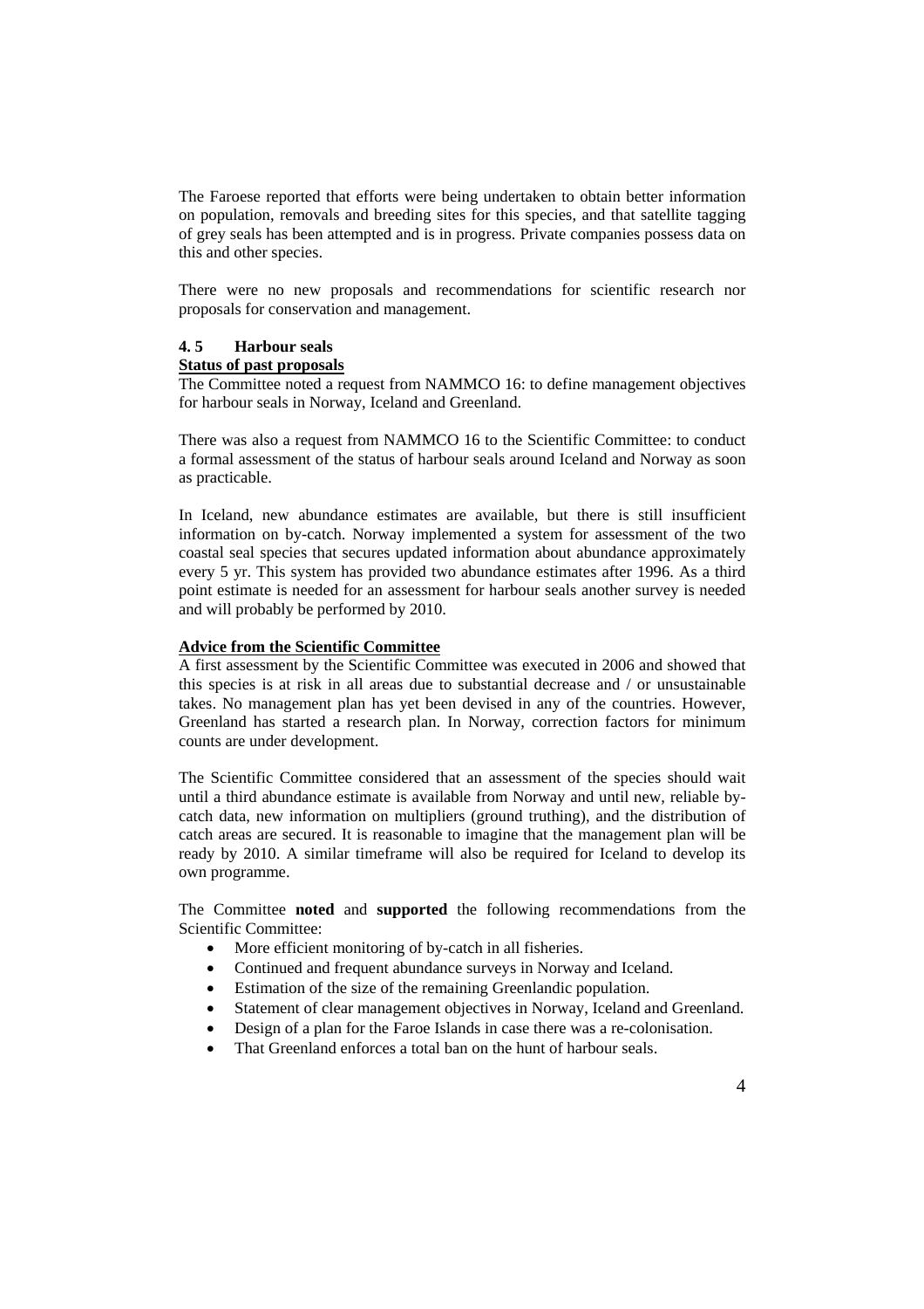The Faroese reported that efforts were being undertaken to obtain better information on population, removals and breeding sites for this species, and that satellite tagging of grey seals has been attempted and is in progress. Private companies possess data on this and other species.

There were no new proposals and recommendations for scientific research nor proposals for conservation and management.

### 4. 5 Harbour seals

**Status of past proposals**

The Committee noted a request from NAMMCO 16: to define management objectives for harbour seals in Norway, Iceland and Greenland.

There was also a request from NAMMCO 16 to the Scientific Committee: to conduct a formal assessment of the status of harbour seals around Iceland and Norway as soon as practicable.

In Iceland, new abundance estimates are available, but there is still insufficient information on by-catch. Norway implemented a system for assessment of the two coastal seal species that secures updated information about abundance approximately every 5 yr. This system has provided two abundance estimates after 1996. As a third point estimate is needed for an assessment for harbour seals another survey is needed and will probably be performed by 2010.

**Advice from the Scientific Committee**

A first assessment by the Scientific Committee was executed in 2006 and showed that this species is at risk in all areas due to substantial decrease and / or unsustainable takes. No management plan has yet been devised in any of the countries. However, Greenland has started a research plan. In Norway, correction factors for minimum counts are under development.

The Scientific Committee considered that an assessment of the species should wait until a third abundance estimate is available from Norway and until new, reliable by-catch data, new information on multipliers (ground truthing), and the distribution of catch areas are secured. It is reasonable to imagine that the management plan will be ready by 2010. A similar timeframe will also be required for Iceland to develop its own programme.

The Committee **noted** and **supported** the following recommendations from the Scientific Committee:

- More efficient monitoring of by-catch in all fisheries.
- Continued and frequent abundance surveys in Norway and Iceland.
- Estimation of the size of the remaining Greenlandic population.
- Statement of clear management objectives in Norway, Iceland and Greenland.
- Design of a plan for the Faroe Islands in case there was a re-colonisation.
- That Greenland enforces a total ban on the hunt of harbour seals.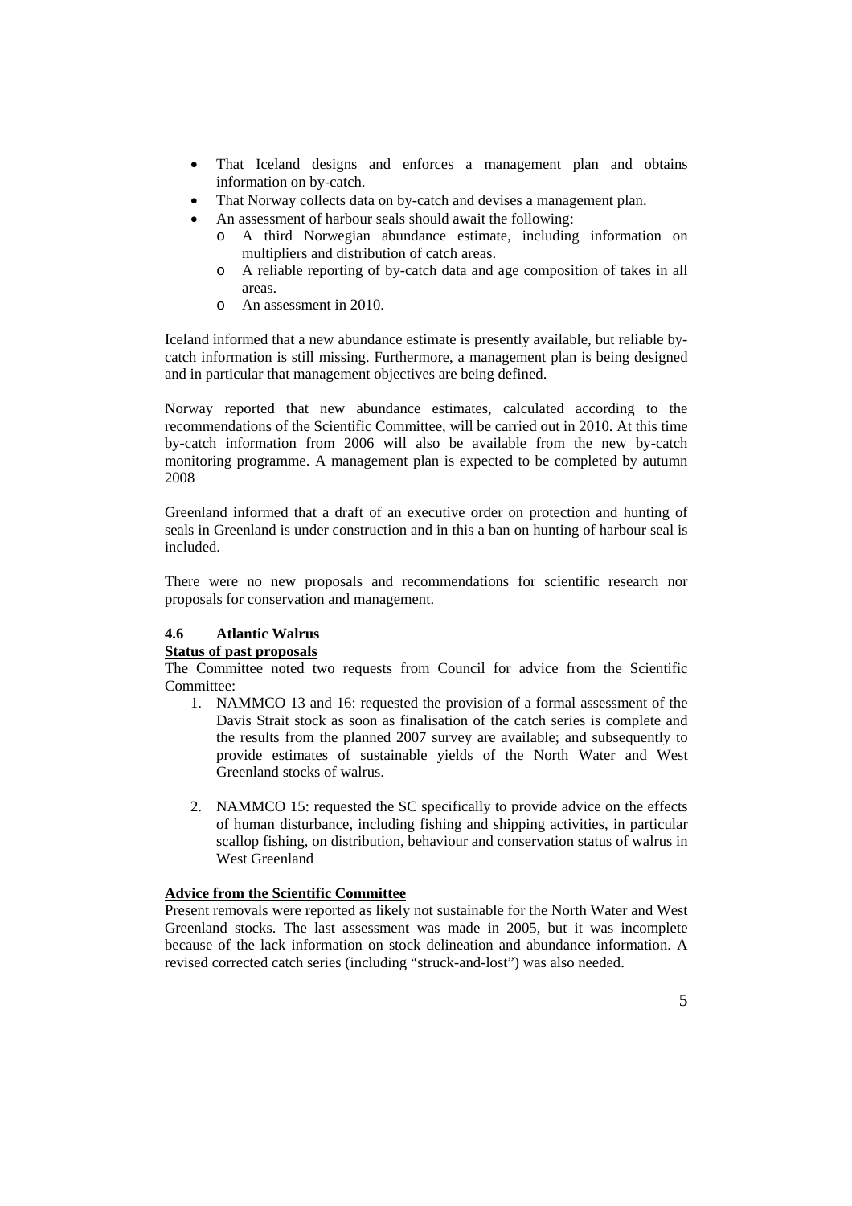- That Iceland designs and enforces a management plan and obtains information on by-catch.
- That Norway collects data on by-catch and devises a management plan.
- An assessment of harbour seals should await the following:
    - A third Norwegian abundance estimate, including information on multipliers and distribution of catch areas.
    - A reliable reporting of by-catch data and age composition of takes in all areas.
    - An assessment in 2010.

Iceland informed that a new abundance estimate is presently available, but reliable by-catch information is still missing. Furthermore, a management plan is being designed and in particular that management objectives are being defined.

Norway reported that new abundance estimates, calculated according to the recommendations of the Scientific Committee, will be carried out in 2010. At this time by-catch information from 2006 will also be available from the new by-catch monitoring programme. A management plan is expected to be completed by autumn 2008

Greenland informed that a draft of an executive order on protection and hunting of seals in Greenland is under construction and in this a ban on hunting of harbour seal is included.

There were no new proposals and recommendations for scientific research nor proposals for conservation and management.

### 4.6 Atlantic Walrus

**Status of past proposals**

The Committee noted two requests from Council for advice from the Scientific Committee:

1. NAMMCO 13 and 16: requested the provision of a formal assessment of the Davis Strait stock as soon as finalisation of the catch series is complete and the results from the planned 2007 survey are available; and subsequently to provide estimates of sustainable yields of the North Water and West Greenland stocks of walrus.

2. NAMMCO 15: requested the SC specifically to provide advice on the effects of human disturbance, including fishing and shipping activities, in particular scallop fishing, on distribution, behaviour and conservation status of walrus in West Greenland

**Advice from the Scientific Committee**

Present removals were reported as likely not sustainable for the North Water and West Greenland stocks. The last assessment was made in 2005, but it was incomplete because of the lack information on stock delineation and abundance information. A revised corrected catch series (including "struck-and-lost") was also needed.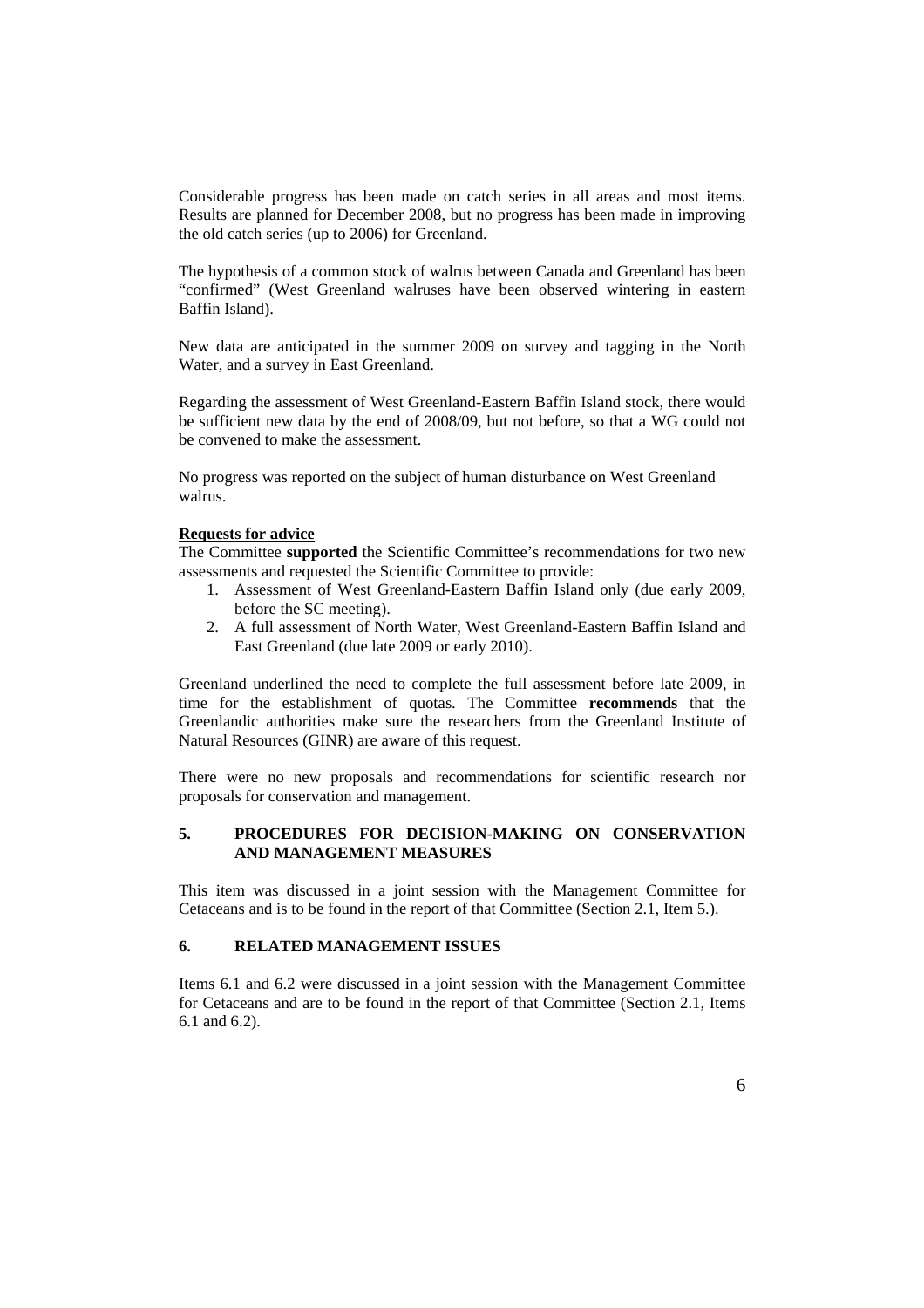Considerable progress has been made on catch series in all areas and most items. Results are planned for December 2008, but no progress has been made in improving the old catch series (up to 2006) for Greenland.

The hypothesis of a common stock of walrus between Canada and Greenland has been "confirmed" (West Greenland walruses have been observed wintering in eastern Baffin Island).

New data are anticipated in the summer 2009 on survey and tagging in the North Water, and a survey in East Greenland.

Regarding the assessment of West Greenland-Eastern Baffin Island stock, there would be sufficient new data by the end of 2008/09, but not before, so that a WG could not be convened to make the assessment.

No progress was reported on the subject of human disturbance on West Greenland walrus.

**Requests for advice**

The Committee **supported** the Scientific Committee's recommendations for two new assessments and requested the Scientific Committee to provide:

1. Assessment of West Greenland-Eastern Baffin Island only (due early 2009, before the SC meeting).
2. A full assessment of North Water, West Greenland-Eastern Baffin Island and East Greenland (due late 2009 or early 2010).

Greenland underlined the need to complete the full assessment before late 2009, in time for the establishment of quotas. The Committee **recommends** that the Greenlandic authorities make sure the researchers from the Greenland Institute of Natural Resources (GINR) are aware of this request.

There were no new proposals and recommendations for scientific research nor proposals for conservation and management.

## 5. PROCEDURES FOR DECISION-MAKING ON CONSERVATION AND MANAGEMENT MEASURES

This item was discussed in a joint session with the Management Committee for Cetaceans and is to be found in the report of that Committee (Section 2.1, Item 5.).

## 6. RELATED MANAGEMENT ISSUES

Items 6.1 and 6.2 were discussed in a joint session with the Management Committee for Cetaceans and are to be found in the report of that Committee (Section 2.1, Items 6.1 and 6.2).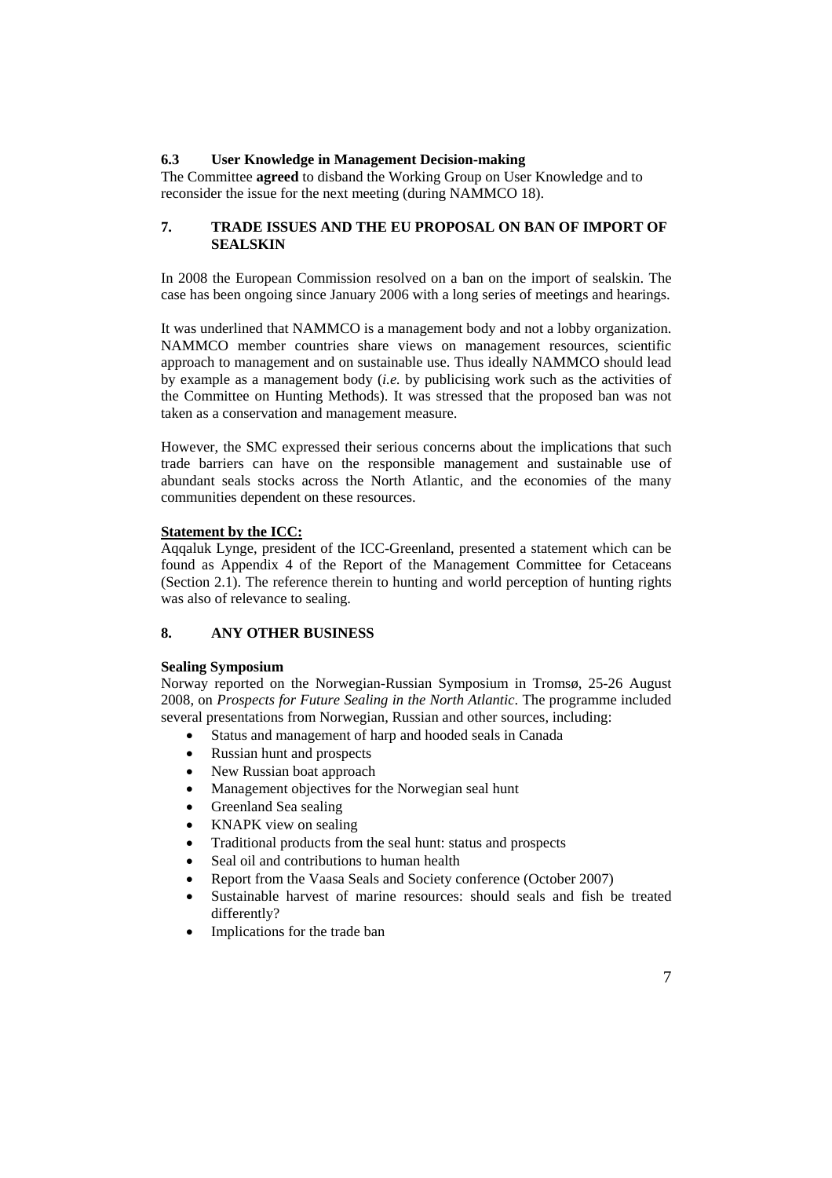### 6.3 User Knowledge in Management Decision-making

The Committee **agreed** to disband the Working Group on User Knowledge and to reconsider the issue for the next meeting (during NAMMCO 18).

## 7. TRADE ISSUES AND THE EU PROPOSAL ON BAN OF IMPORT OF SEALSKIN

In 2008 the European Commission resolved on a ban on the import of sealskin. The case has been ongoing since January 2006 with a long series of meetings and hearings.

It was underlined that NAMMCO is a management body and not a lobby organization. NAMMCO member countries share views on management resources, scientific approach to management and on sustainable use. Thus ideally NAMMCO should lead by example as a management body (*i.e.* by publicising work such as the activities of the Committee on Hunting Methods). It was stressed that the proposed ban was not taken as a conservation and management measure.

However, the SMC expressed their serious concerns about the implications that such trade barriers can have on the responsible management and sustainable use of abundant seals stocks across the North Atlantic, and the economies of the many communities dependent on these resources.

**Statement by the ICC:**

Aqqaluk Lynge, president of the ICC-Greenland, presented a statement which can be found as Appendix 4 of the Report of the Management Committee for Cetaceans (Section 2.1). The reference therein to hunting and world perception of hunting rights was also of relevance to sealing.

## 8. ANY OTHER BUSINESS

**Sealing Symposium**

Norway reported on the Norwegian-Russian Symposium in Tromsø, 25-26 August 2008, on *Prospects for Future Sealing in the North Atlantic*. The programme included several presentations from Norwegian, Russian and other sources, including:

- Status and management of harp and hooded seals in Canada
- Russian hunt and prospects
- New Russian boat approach
- Management objectives for the Norwegian seal hunt
- Greenland Sea sealing
- KNAPK view on sealing
- Traditional products from the seal hunt: status and prospects
- Seal oil and contributions to human health
- Report from the Vaasa Seals and Society conference (October 2007)
- Sustainable harvest of marine resources: should seals and fish be treated differently?
- Implications for the trade ban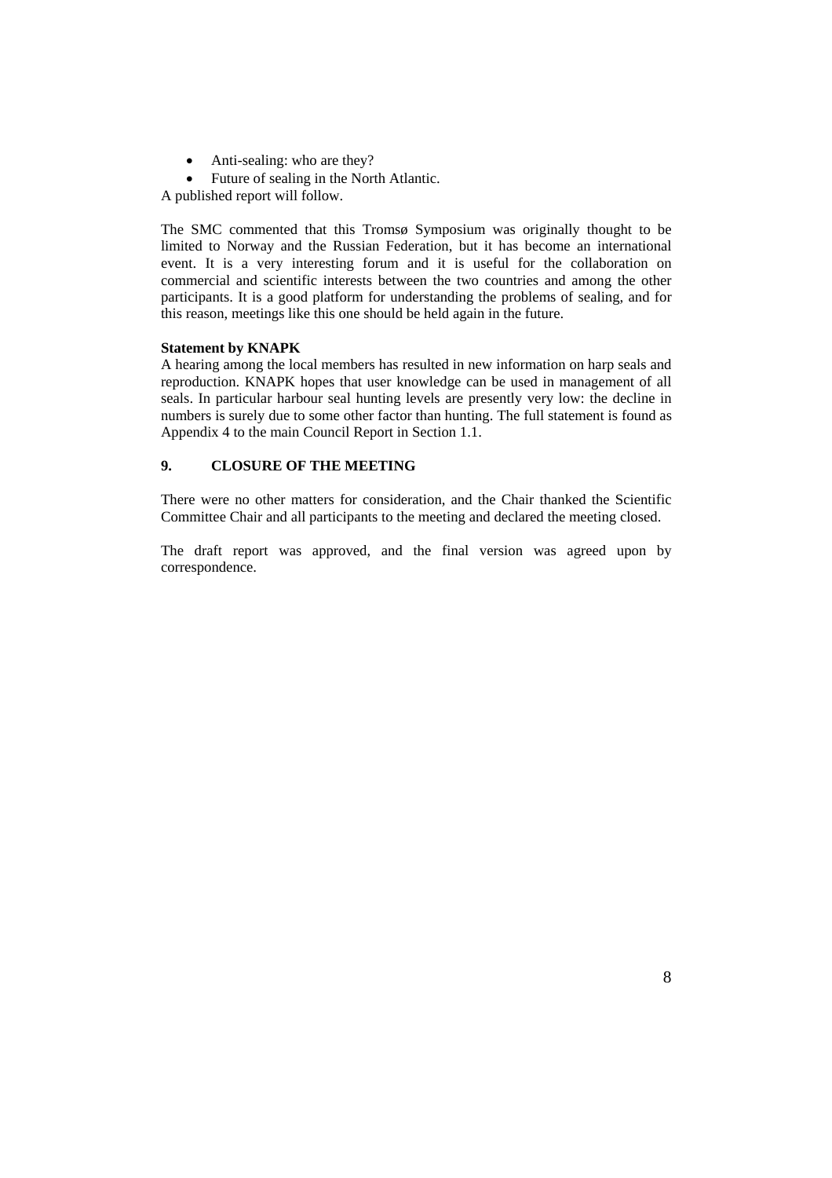- Anti-sealing: who are they?
- Future of sealing in the North Atlantic.

A published report will follow.

The SMC commented that this Tromsø Symposium was originally thought to be limited to Norway and the Russian Federation, but it has become an international event. It is a very interesting forum and it is useful for the collaboration on commercial and scientific interests between the two countries and among the other participants. It is a good platform for understanding the problems of sealing, and for this reason, meetings like this one should be held again in the future.

**Statement by KNAPK**

A hearing among the local members has resulted in new information on harp seals and reproduction. KNAPK hopes that user knowledge can be used in management of all seals. In particular harbour seal hunting levels are presently very low: the decline in numbers is surely due to some other factor than hunting. The full statement is found as Appendix 4 to the main Council Report in Section 1.1.

## 9. CLOSURE OF THE MEETING

There were no other matters for consideration, and the Chair thanked the Scientific Committee Chair and all participants to the meeting and declared the meeting closed.

The draft report was approved, and the final version was agreed upon by correspondence.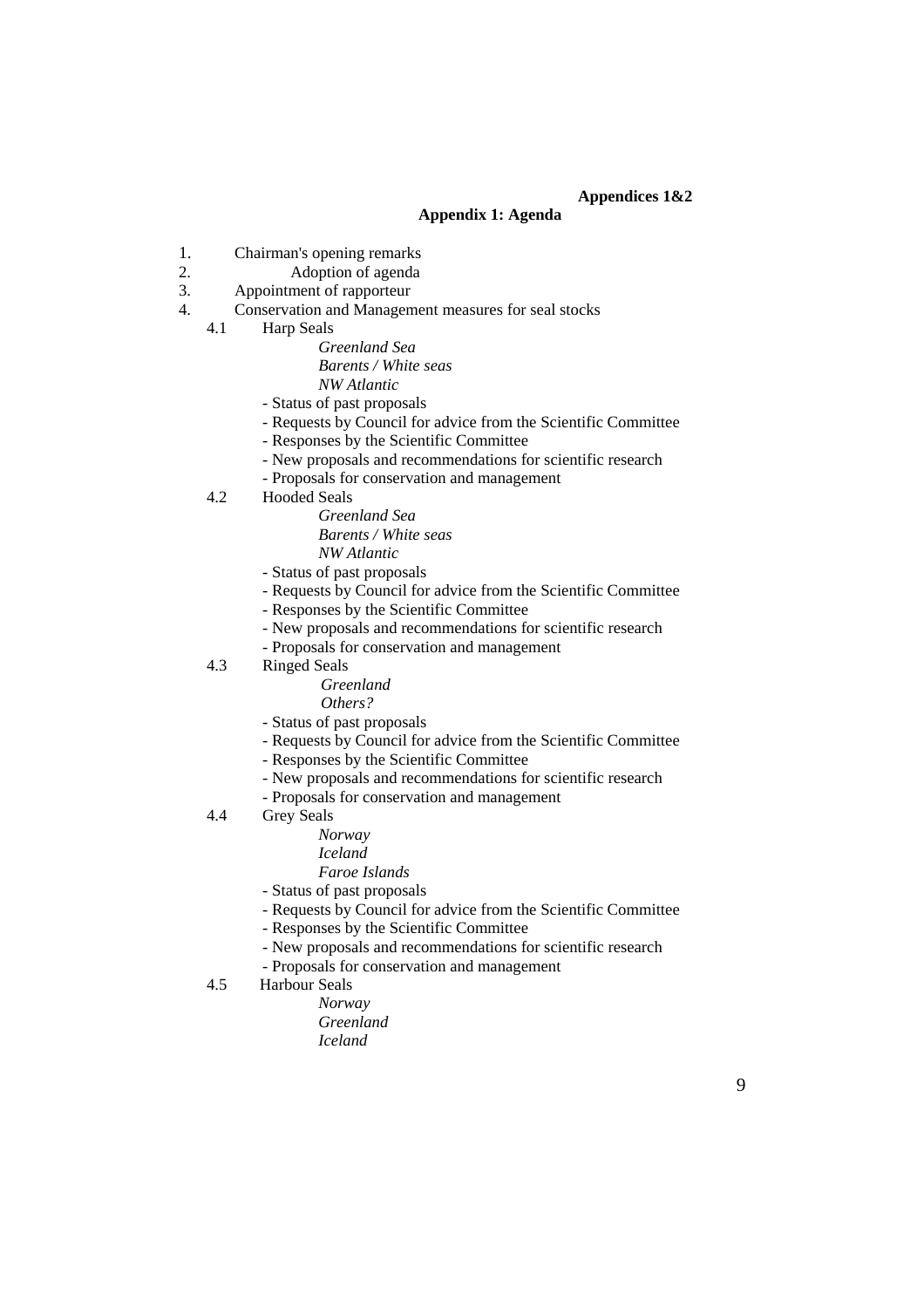**Appendices 1&2**

## Appendix 1: Agenda

1. Chairman's opening remarks
2. Adoption of agenda
3. Appointment of rapporteur
4. Conservation and Management measures for seal stocks
   - 4.1 Harp Seals
     - *Greenland Sea*
     - *Barents / White seas*
     - *NW Atlantic*
     - - Status of past proposals
     - - Requests by Council for advice from the Scientific Committee
     - - Responses by the Scientific Committee
     - - New proposals and recommendations for scientific research
     - - Proposals for conservation and management
   - 4.2 Hooded Seals
     - *Greenland Sea*
     - *Barents / White seas*
     - *NW Atlantic*
     - - Status of past proposals
     - - Requests by Council for advice from the Scientific Committee
     - - Responses by the Scientific Committee
     - - New proposals and recommendations for scientific research
     - - Proposals for conservation and management
   - 4.3 Ringed Seals
     - *Greenland*
     - *Others?*
     - - Status of past proposals
     - - Requests by Council for advice from the Scientific Committee
     - - Responses by the Scientific Committee
     - - New proposals and recommendations for scientific research
     - - Proposals for conservation and management
   - 4.4 Grey Seals
     - *Norway*
     - *Iceland*
     - *Faroe Islands*
     - - Status of past proposals
     - - Requests by Council for advice from the Scientific Committee
     - - Responses by the Scientific Committee
     - - New proposals and recommendations for scientific research
     - - Proposals for conservation and management
   - 4.5 Harbour Seals
     - *Norway*
     - *Greenland*
     - *Iceland*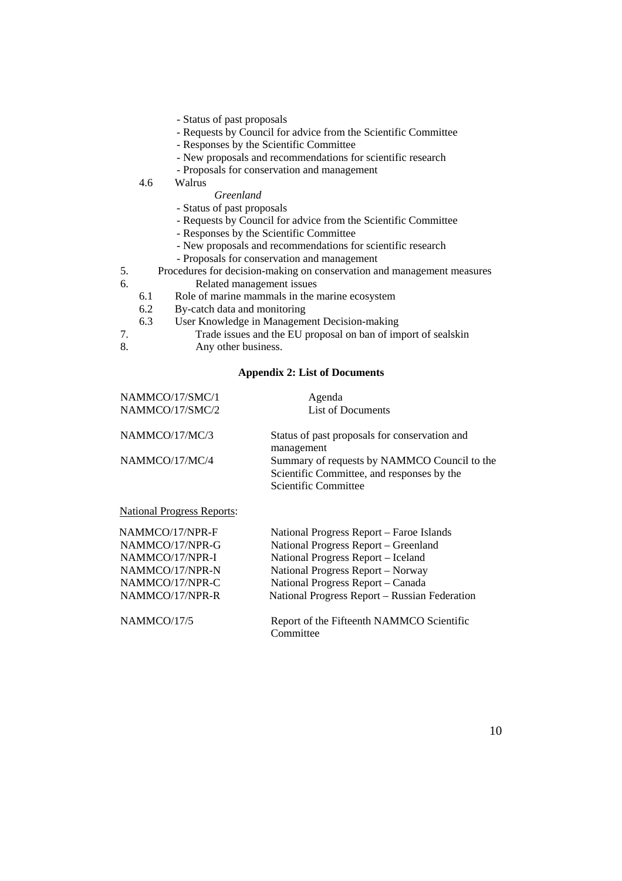- Status of past proposals
- Requests by Council for advice from the Scientific Committee
- Responses by the Scientific Committee
- New proposals and recommendations for scientific research
- Proposals for conservation and management

4.6 Walrus

*Greenland*

- Status of past proposals
- Requests by Council for advice from the Scientific Committee
- Responses by the Scientific Committee
- New proposals and recommendations for scientific research
- Proposals for conservation and management

5. Procedures for decision-making on conservation and management measures
6. Related management issues
   - 6.1 Role of marine mammals in the marine ecosystem
   - 6.2 By-catch data and monitoring
   - 6.3 User Knowledge in Management Decision-making
7. Trade issues and the EU proposal on ban of import of sealskin
8. Any other business.

## Appendix 2: List of Documents

| | |
|---|---|
| NAMMCO/17/SMC/1 | Agenda |
| NAMMCO/17/SMC/2 | List of Documents |
| NAMMCO/17/MC/3 | Status of past proposals for conservation and management |
| NAMMCO/17/MC/4 | Summary of requests by NAMMCO Council to the Scientific Committee, and responses by the Scientific Committee |

National Progress Reports:

| | |
|---|---|
| NAMMCO/17/NPR-F | National Progress Report – Faroe Islands |
| NAMMCO/17/NPR-G | National Progress Report – Greenland |
| NAMMCO/17/NPR-I | National Progress Report – Iceland |
| NAMMCO/17/NPR-N | National Progress Report – Norway |
| NAMMCO/17/NPR-C | National Progress Report – Canada |
| NAMMCO/17/NPR-R | National Progress Report – Russian Federation |
| NAMMCO/17/5 | Report of the Fifteenth NAMMCO Scientific Committee |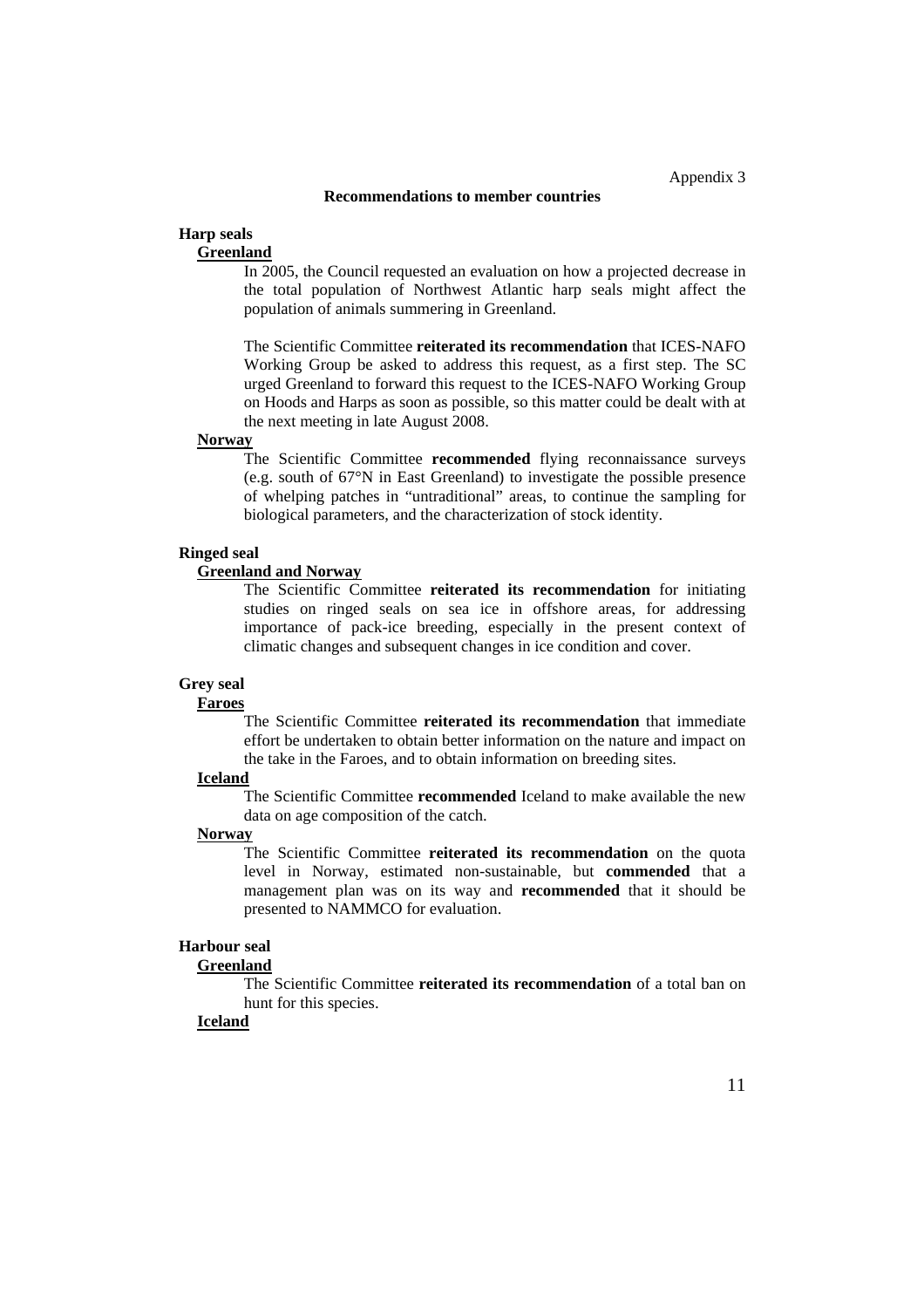Appendix 3

## Recommendations to member countries

### Harp seals

#### Greenland

In 2005, the Council requested an evaluation on how a projected decrease in the total population of Northwest Atlantic harp seals might affect the population of animals summering in Greenland.

The Scientific Committee **reiterated its recommendation** that ICES-NAFO Working Group be asked to address this request, as a first step. The SC urged Greenland to forward this request to the ICES-NAFO Working Group on Hoods and Harps as soon as possible, so this matter could be dealt with at the next meeting in late August 2008.

#### Norway

The Scientific Committee **recommended** flying reconnaissance surveys (e.g. south of 67°N in East Greenland) to investigate the possible presence of whelping patches in "untraditional" areas, to continue the sampling for biological parameters, and the characterization of stock identity.

### Ringed seal

#### Greenland and Norway

The Scientific Committee **reiterated its recommendation** for initiating studies on ringed seals on sea ice in offshore areas, for addressing importance of pack-ice breeding, especially in the present context of climatic changes and subsequent changes in ice condition and cover.

### Grey seal

#### Faroes

The Scientific Committee **reiterated its recommendation** that immediate effort be undertaken to obtain better information on the nature and impact on the take in the Faroes, and to obtain information on breeding sites.

#### Iceland

The Scientific Committee **recommended** Iceland to make available the new data on age composition of the catch.

#### Norway

The Scientific Committee **reiterated its recommendation** on the quota level in Norway, estimated non-sustainable, but **commended** that a management plan was on its way and **recommended** that it should be presented to NAMMCO for evaluation.

### Harbour seal

#### Greenland

The Scientific Committee **reiterated its recommendation** of a total ban on hunt for this species.

#### Iceland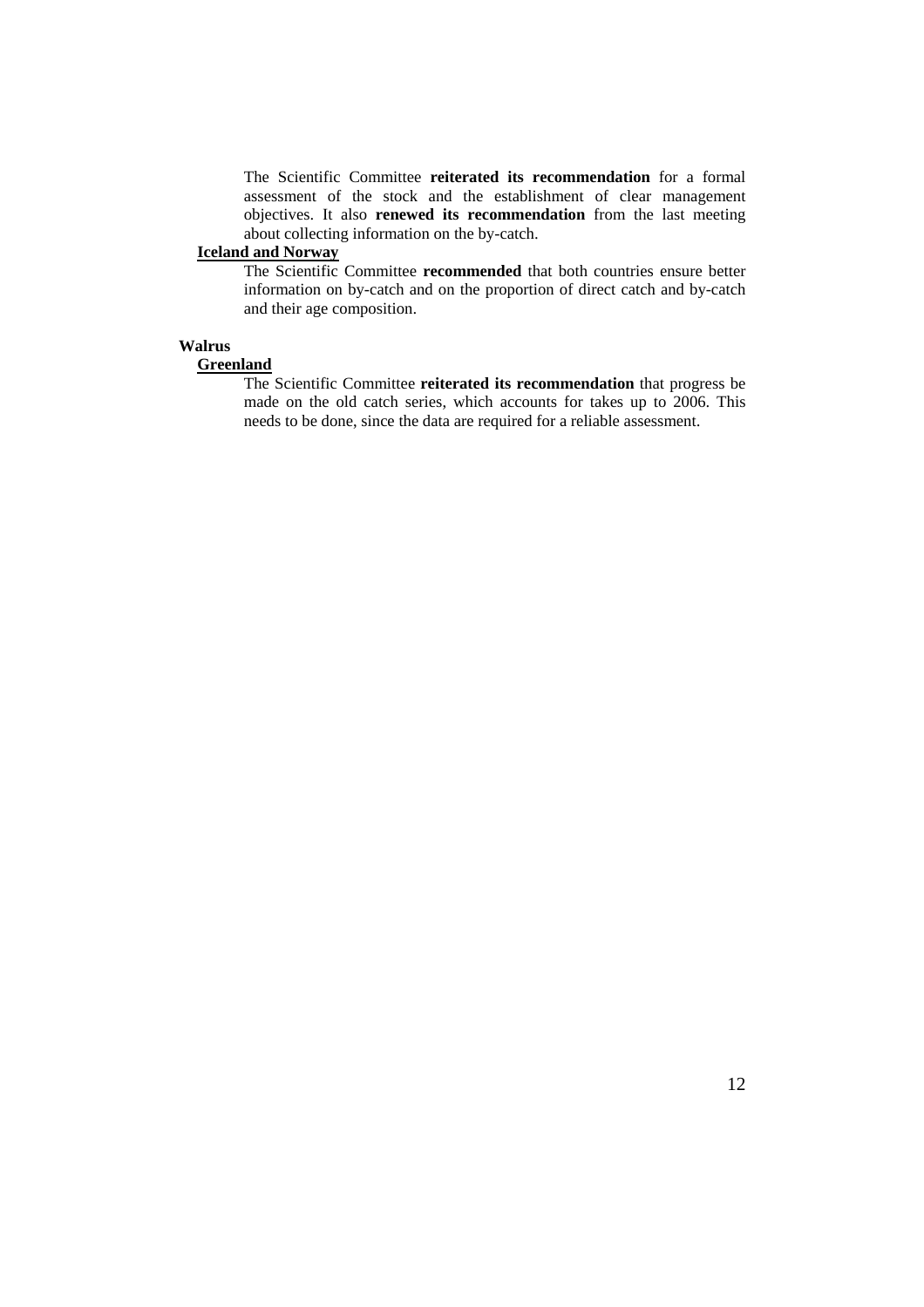The Scientific Committee **reiterated its recommendation** for a formal assessment of the stock and the establishment of clear management objectives. It also **renewed its recommendation** from the last meeting about collecting information on the by-catch.

**Iceland and Norway**

The Scientific Committee **recommended** that both countries ensure better information on by-catch and on the proportion of direct catch and by-catch and their age composition.

**Walrus**

**Greenland**

The Scientific Committee **reiterated its recommendation** that progress be made on the old catch series, which accounts for takes up to 2006. This needs to be done, since the data are required for a reliable assessment.